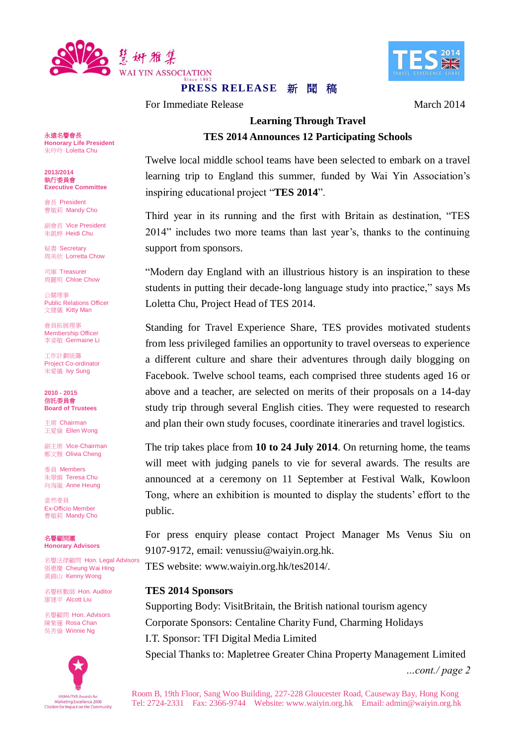慧妍雅集
WAI YIN ASSOCIATION
Since 1982

TES 2014
TRAVEL EXPERIENCE SHARE

**PRESS RELEASE 新 聞 稿**

For Immediate Release

March 2014

## Learning Through Travel

## TES 2014 Announces 12 Participating Schools

Twelve local middle school teams have been selected to embark on a travel learning trip to England this summer, funded by Wai Yin Association's inspiring educational project "**TES 2014**".

Third year in its running and the first with Britain as destination, "TES 2014" includes two more teams than last year's, thanks to the continuing support from sponsors.

"Modern day England with an illustrious history is an inspiration to these students in putting their decade-long language study into practice," says Ms Loletta Chu, Project Head of TES 2014.

Standing for Travel Experience Share, TES provides motivated students from less privileged families an opportunity to travel overseas to experience a different culture and share their adventures through daily blogging on Facebook. Twelve school teams, each comprised three students aged 16 or above and a teacher, are selected on merits of their proposals on a 14-day study trip through several English cities. They were requested to research and plan their own study focuses, coordinate itineraries and travel logistics.

The trip takes place from **10 to 24 July 2014**. On returning home, the teams will meet with judging panels to vie for several awards. The results are announced at a ceremony on 11 September at Festival Walk, Kowloon Tong, where an exhibition is mounted to display the students' effort to the public.

For press enquiry please contact Project Manager Ms Venus Siu on 9107-9172, email: venussiu@waiyin.org.hk.
TES website: www.waiyin.org.hk/tes2014/.

**TES 2014 Sponsors**

Supporting Body: VisitBritain, the British national tourism agency
Corporate Sponsors: Centaline Charity Fund, Charming Holidays
I.T. Sponsor: TFI Digital Media Limited
Special Thanks to: Mapletree Greater China Property Management Limited

*...cont./ page 2*

**永遠名譽會長**
**Honorary Life President**
朱玲玲 Loletta Chu

**2013/2014**
**執行委員會**
**Executive Committee**

會長 President
曹敏莉 Mandy Cho

副會長 Vice President
朱凱婷 Heidi Chu

秘書 Secretary
周美欣 Lorretta Chow

司庫 Treasurer
周麗明 Chloe Chow

公關理事
Public Relations Officer
文健儀 Kitty Man

會員拓展理事
Membership Officer
李姿敏 Germaine Li

工作計劃統籌
Project Co-ordinator
宋愛儀 Ivy Sung

**2010 - 2015**
**信託委員會**
**Board of Trustees**

主席 Chairman
王愛倫 Ellen Wong

副主席 Vice-Chairman
鄭文雅 Olivia Cheng

委員 Members
朱翠娟 Teresa Chu
向海嵐 Anne Heung

當然委員
Ex-Officio Member
曹敏莉 Mandy Cho

**名譽顧問團**
**Honorary Advisors**

名譽法律顧問 Hon. Legal Advisors
張惠慶 Cheung Wai Hing
黃錦山 Kenny Wong

名譽核數師 Hon. Auditor
廖建平 Alcott Liu

名譽顧問 Hon. Advisors
陳紫蓮 Rosa Chan
吳杏倫 Winnie Ng

HKMA/TVB Awards for Marketing Excellence 2008
Citation for Impact on the Community

Room B, 19th Floor, Sang Woo Building, 227-228 Gloucester Road, Causeway Bay, Hong Kong
Tel: 2724-2331 Fax: 2366-9744 Website: www.waiyin.org.hk Email: admin@waiyin.org.hk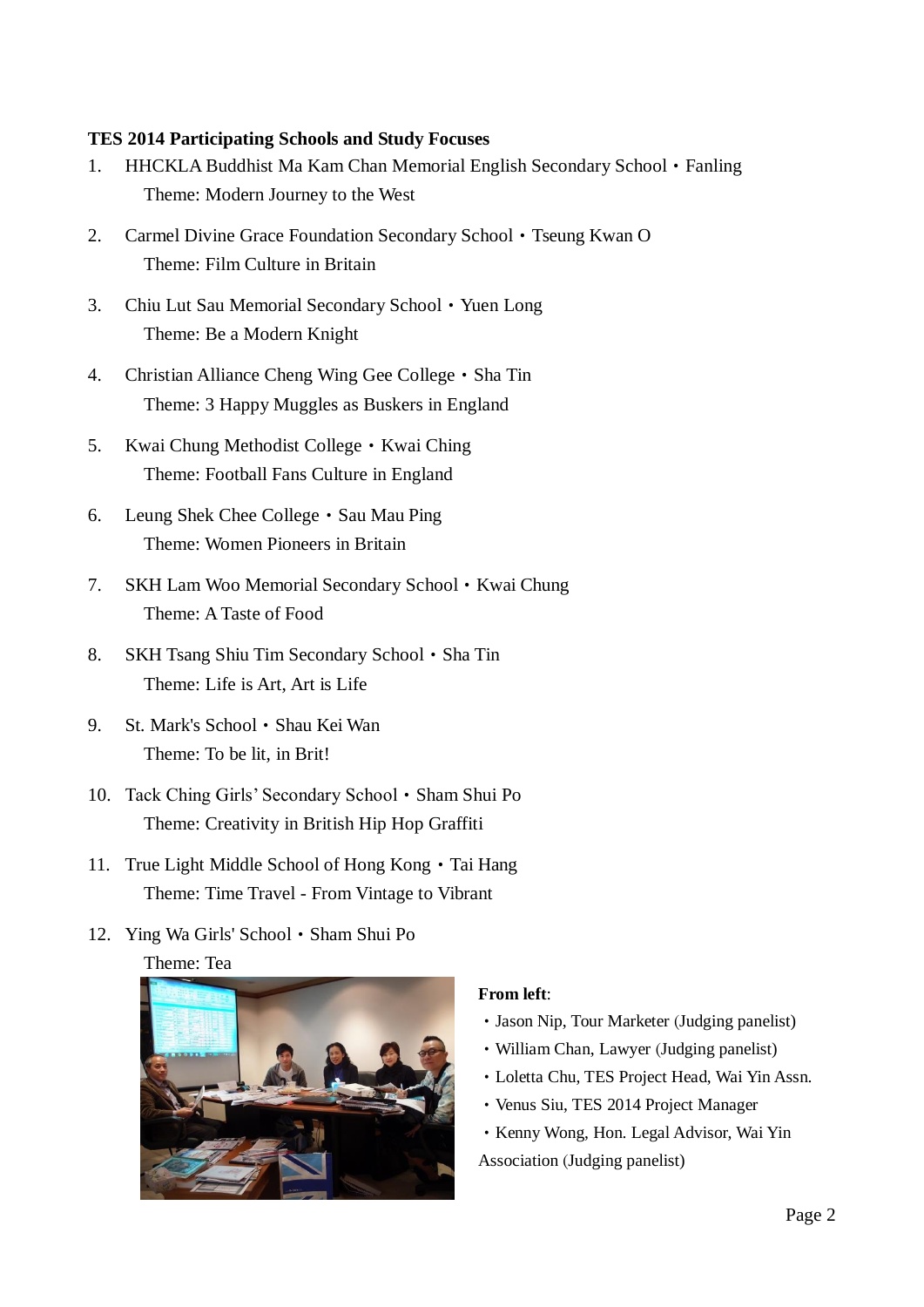**TES 2014 Participating Schools and Study Focuses**

1. HHCKLA Buddhist Ma Kam Chan Memorial English Secondary School・Fanling
   Theme: Modern Journey to the West

2. Carmel Divine Grace Foundation Secondary School・Tseung Kwan O
   Theme: Film Culture in Britain

3. Chiu Lut Sau Memorial Secondary School・Yuen Long
   Theme: Be a Modern Knight

4. Christian Alliance Cheng Wing Gee College・Sha Tin
   Theme: 3 Happy Muggles as Buskers in England

5. Kwai Chung Methodist College・Kwai Ching
   Theme: Football Fans Culture in England

6. Leung Shek Chee College・Sau Mau Ping
   Theme: Women Pioneers in Britain

7. SKH Lam Woo Memorial Secondary School・Kwai Chung
   Theme: A Taste of Food

8. SKH Tsang Shiu Tim Secondary School・Sha Tin
   Theme: Life is Art, Art is Life

9. St. Mark's School・Shau Kei Wan
   Theme: To be lit, in Brit!

10. Tack Ching Girls' Secondary School・Sham Shui Po
    Theme: Creativity in British Hip Hop Graffiti

11. True Light Middle School of Hong Kong・Tai Hang
    Theme: Time Travel - From Vintage to Vibrant

12. Ying Wa Girls' School・Sham Shui Po
    Theme: Tea

**From left**:

・Jason Nip, Tour Marketer (Judging panelist)

・William Chan, Lawyer (Judging panelist)

・Loletta Chu, TES Project Head, Wai Yin Assn.

・Venus Siu, TES 2014 Project Manager

・Kenny Wong, Hon. Legal Advisor, Wai Yin Association (Judging panelist)